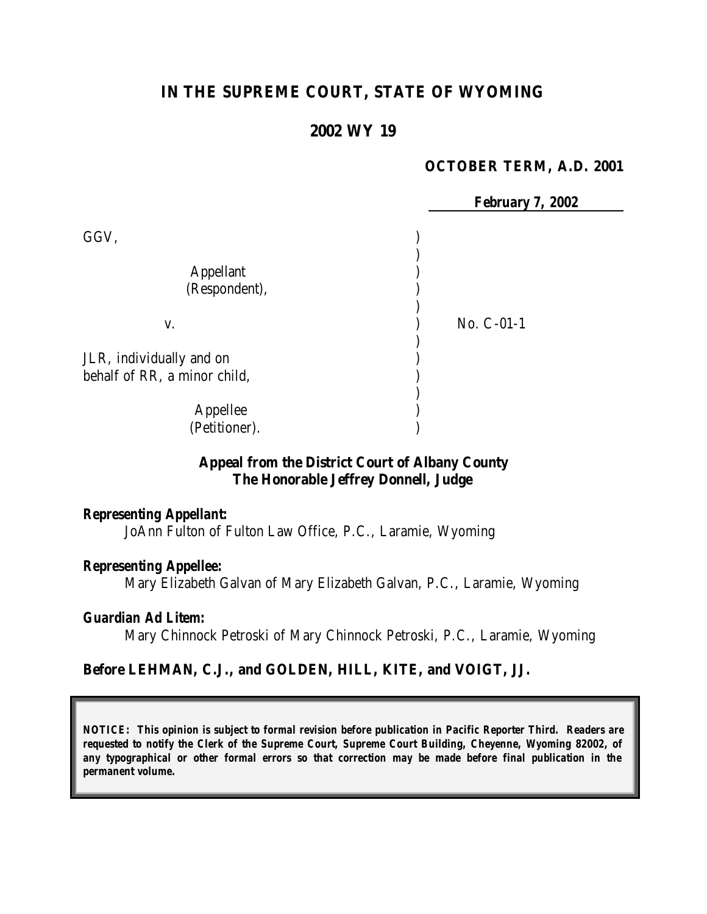# IN THE SUPREME COURT, STATE OF WYOMING

## 2002 WY 19

**OCTOBER TERM, A.D. 2001**

**February 7, 2002**

GGV,

Appellant (Respondent),

v.

JLR, individually and on behalf of RR, a minor child,

Appellee (Petitioner).

No. C-01-1

**Appeal from the District Court of Albany County**
**The Honorable Jeffrey Donnell, Judge**

**Representing Appellant:**
JoAnn Fulton of Fulton Law Office, P.C., Laramie, Wyoming

**Representing Appellee:**
Mary Elizabeth Galvan of Mary Elizabeth Galvan, P.C., Laramie, Wyoming

**Guardian Ad Litem:**
Mary Chinnock Petroski of Mary Chinnock Petroski, P.C., Laramie, Wyoming

**Before LEHMAN, C.J., and GOLDEN, HILL, KITE, and VOIGT, JJ.**

**NOTICE: This opinion is subject to formal revision before publication in Pacific Reporter Third. Readers are requested to notify the Clerk of the Supreme Court, Supreme Court Building, Cheyenne, Wyoming 82002, of any typographical or other formal errors so that correction may be made before final publication in the permanent volume.**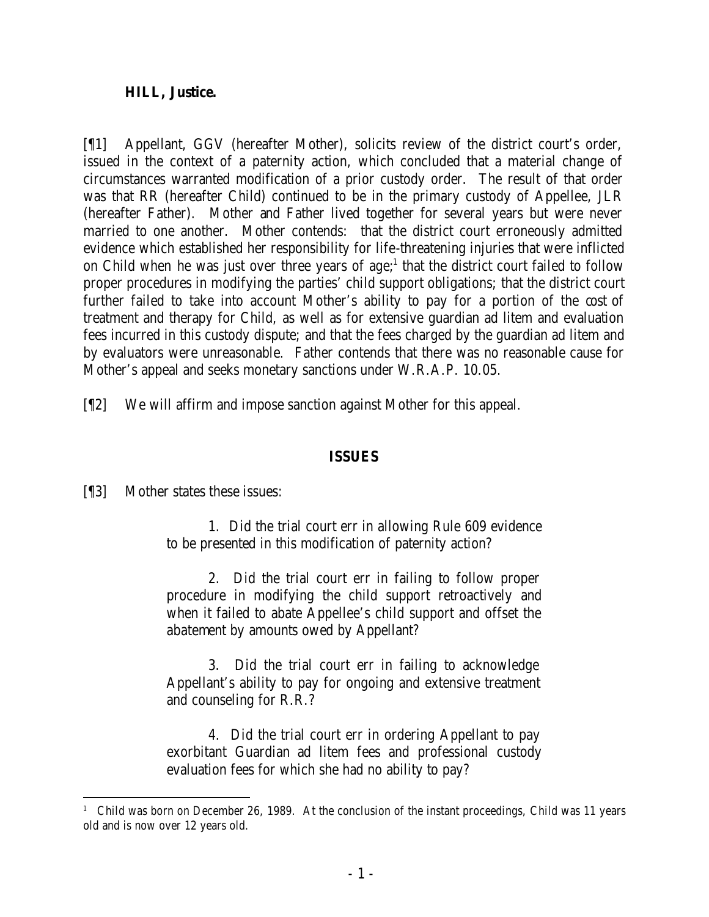**HILL, Justice.**

[¶1] Appellant, GGV (hereafter Mother), solicits review of the district court's order, issued in the context of a paternity action, which concluded that a material change of circumstances warranted modification of a prior custody order. The result of that order was that RR (hereafter Child) continued to be in the primary custody of Appellee, JLR (hereafter Father). Mother and Father lived together for several years but were never married to one another. Mother contends: that the district court erroneously admitted evidence which established her responsibility for life-threatening injuries that were inflicted on Child when he was just over three years of age;[1] that the district court failed to follow proper procedures in modifying the parties' child support obligations; that the district court further failed to take into account Mother's ability to pay for a portion of the cost of treatment and therapy for Child, as well as for extensive guardian ad litem and evaluation fees incurred in this custody dispute; and that the fees charged by the guardian ad litem and by evaluators were unreasonable. Father contends that there was no reasonable cause for Mother's appeal and seeks monetary sanctions under W.R.A.P. 10.05.

[¶2] We will affirm and impose sanction against Mother for this appeal.

## ISSUES

[¶3] Mother states these issues:

> 1. Did the trial court err in allowing Rule 609 evidence to be presented in this modification of paternity action?
>
> 2. Did the trial court err in failing to follow proper procedure in modifying the child support retroactively and when it failed to abate Appellee's child support and offset the abatement by amounts owed by Appellant?
>
> 3. Did the trial court err in failing to acknowledge Appellant's ability to pay for ongoing and extensive treatment and counseling for R.R.?
>
> 4. Did the trial court err in ordering Appellant to pay exorbitant Guardian ad litem fees and professional custody evaluation fees for which she had no ability to pay?

---

[1] Child was born on December 26, 1989. At the conclusion of the instant proceedings, Child was 11 years old and is now over 12 years old.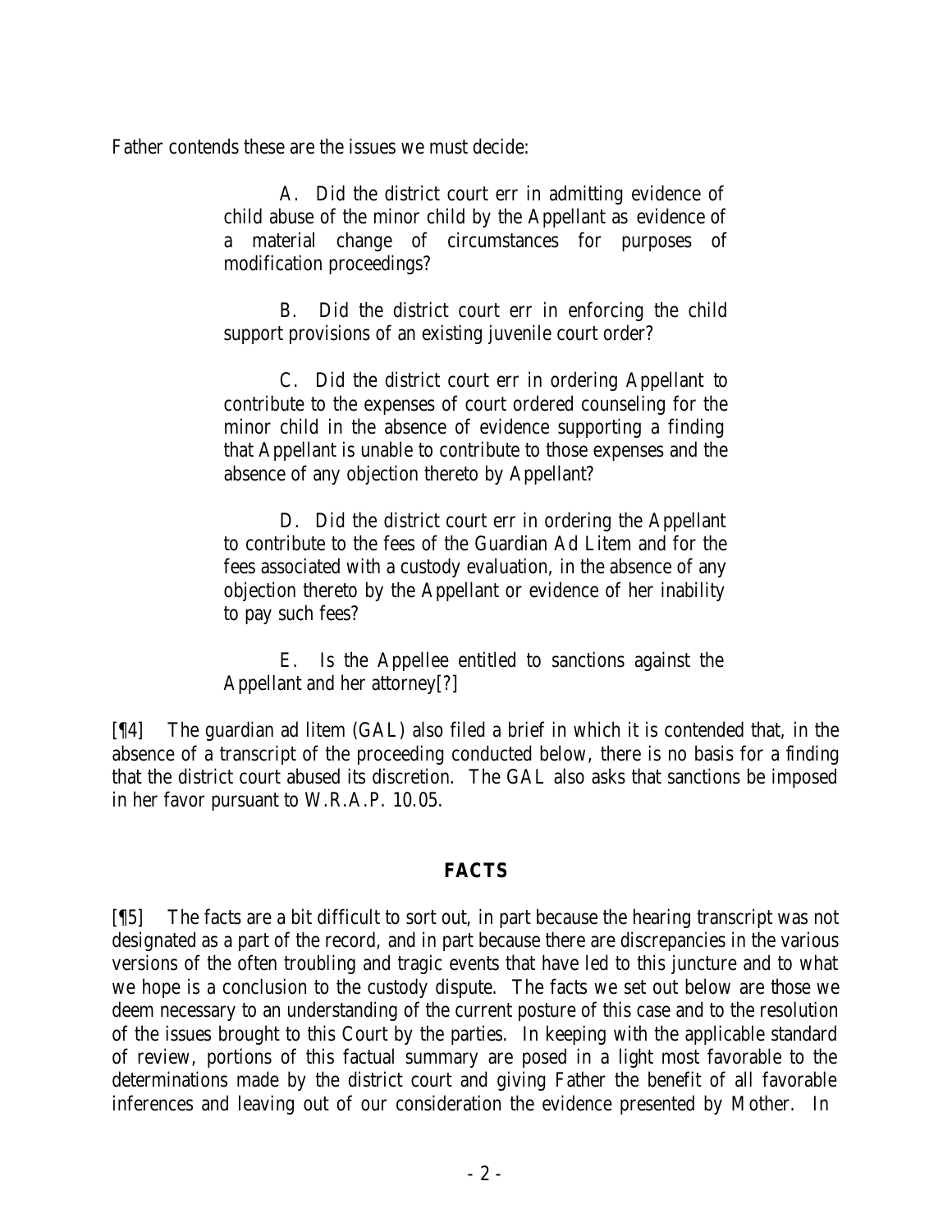Father contends these are the issues we must decide:

> A. Did the district court err in admitting evidence of child abuse of the minor child by the Appellant as evidence of a material change of circumstances for purposes of modification proceedings?
>
> B. Did the district court err in enforcing the child support provisions of an existing juvenile court order?
>
> C. Did the district court err in ordering Appellant to contribute to the expenses of court ordered counseling for the minor child in the absence of evidence supporting a finding that Appellant is unable to contribute to those expenses and the absence of any objection thereto by Appellant?
>
> D. Did the district court err in ordering the Appellant to contribute to the fees of the Guardian Ad Litem and for the fees associated with a custody evaluation, in the absence of any objection thereto by the Appellant or evidence of her inability to pay such fees?
>
> E. Is the Appellee entitled to sanctions against the Appellant and her attorney[?]

[¶4] The guardian ad litem (GAL) also filed a brief in which it is contended that, in the absence of a transcript of the proceeding conducted below, there is no basis for a finding that the district court abused its discretion. The GAL also asks that sanctions be imposed in her favor pursuant to W.R.A.P. 10.05.

## FACTS

[¶5] The facts are a bit difficult to sort out, in part because the hearing transcript was not designated as a part of the record, and in part because there are discrepancies in the various versions of the often troubling and tragic events that have led to this juncture and to what we hope is a conclusion to the custody dispute. The facts we set out below are those we deem necessary to an understanding of the current posture of this case and to the resolution of the issues brought to this Court by the parties. In keeping with the applicable standard of review, portions of this factual summary are posed in a light most favorable to the determinations made by the district court and giving Father the benefit of all favorable inferences and leaving out of our consideration the evidence presented by Mother. In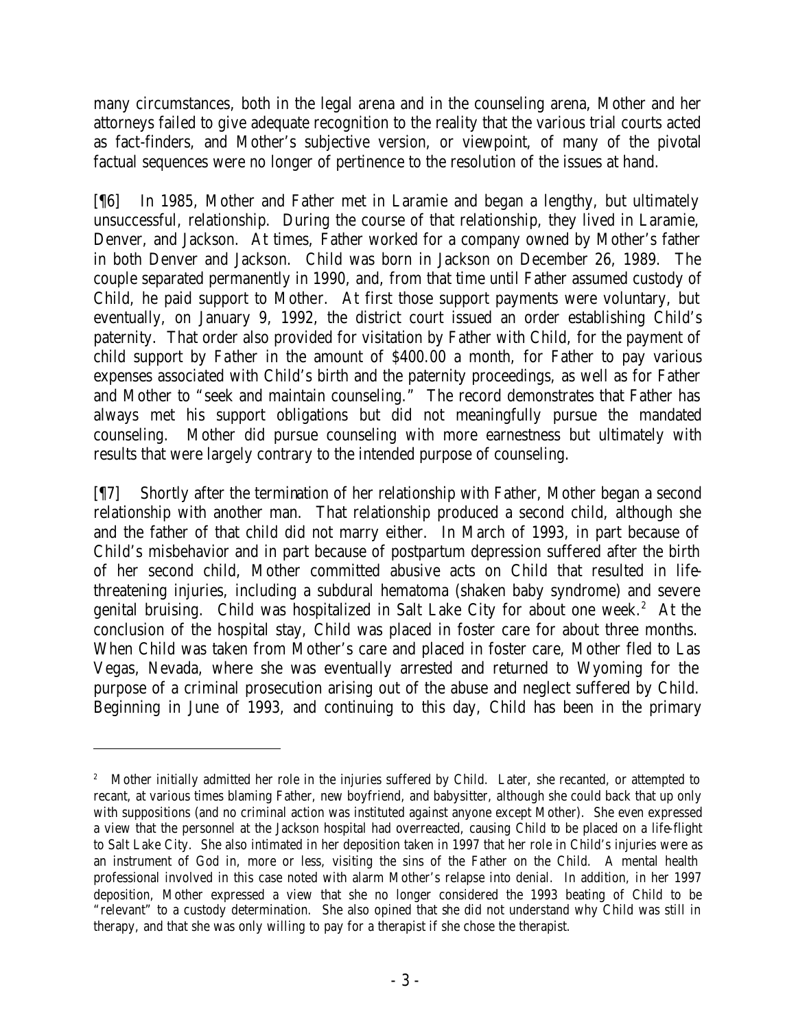many circumstances, both in the legal arena and in the counseling arena, Mother and her attorneys failed to give adequate recognition to the reality that the various trial courts acted as fact-finders, and Mother's subjective version, or viewpoint, of many of the pivotal factual sequences were no longer of pertinence to the resolution of the issues at hand.

[¶6] In 1985, Mother and Father met in Laramie and began a lengthy, but ultimately unsuccessful, relationship. During the course of that relationship, they lived in Laramie, Denver, and Jackson. At times, Father worked for a company owned by Mother's father in both Denver and Jackson. Child was born in Jackson on December 26, 1989. The couple separated permanently in 1990, and, from that time until Father assumed custody of Child, he paid support to Mother. At first those support payments were voluntary, but eventually, on January 9, 1992, the district court issued an order establishing Child's paternity. That order also provided for visitation by Father with Child, for the payment of child support by Father in the amount of $400.00 a month, for Father to pay various expenses associated with Child's birth and the paternity proceedings, as well as for Father and Mother to "seek and maintain counseling." The record demonstrates that Father has always met his support obligations but did not meaningfully pursue the mandated counseling. Mother did pursue counseling with more earnestness but ultimately with results that were largely contrary to the intended purpose of counseling.

[¶7] Shortly after the termination of her relationship with Father, Mother began a second relationship with another man. That relationship produced a second child, although she and the father of that child did not marry either. In March of 1993, in part because of Child's misbehavior and in part because of postpartum depression suffered after the birth of her second child, Mother committed abusive acts on Child that resulted in life-threatening injuries, including a subdural hematoma (shaken baby syndrome) and severe genital bruising. Child was hospitalized in Salt Lake City for about one week.[2] At the conclusion of the hospital stay, Child was placed in foster care for about three months. When Child was taken from Mother's care and placed in foster care, Mother fled to Las Vegas, Nevada, where she was eventually arrested and returned to Wyoming for the purpose of a criminal prosecution arising out of the abuse and neglect suffered by Child. Beginning in June of 1993, and continuing to this day, Child has been in the primary

[2] Mother initially admitted her role in the injuries suffered by Child. Later, she recanted, or attempted to recant, at various times blaming Father, new boyfriend, and babysitter, although she could back that up only with suppositions (and no criminal action was instituted against anyone except Mother). She even expressed a view that the personnel at the Jackson hospital had overreacted, causing Child to be placed on a life-flight to Salt Lake City. She also intimated in her deposition taken in 1997 that her role in Child's injuries were as an instrument of God in, more or less, visiting the sins of the Father on the Child. A mental health professional involved in this case noted with alarm Mother's relapse into denial. In addition, in her 1997 deposition, Mother expressed a view that she no longer considered the 1993 beating of Child to be "relevant" to a custody determination. She also opined that she did not understand why Child was still in therapy, and that she was only willing to pay for a therapist if she chose the therapist.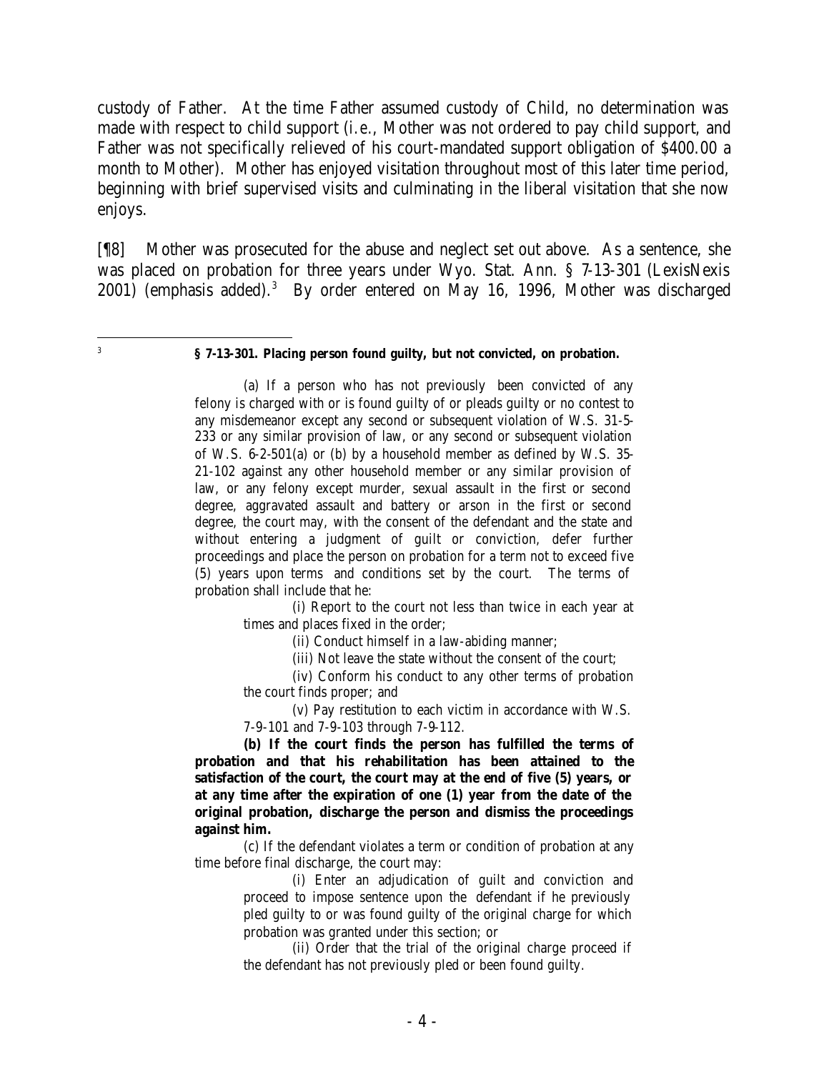custody of Father. At the time Father assumed custody of Child, no determination was made with respect to child support (i.e., Mother was not ordered to pay child support, and Father was not specifically relieved of his court-mandated support obligation of $400.00 a month to Mother). Mother has enjoyed visitation throughout most of this later time period, beginning with brief supervised visits and culminating in the liberal visitation that she now enjoys.

[¶8] Mother was prosecuted for the abuse and neglect set out above. As a sentence, she was placed on probation for three years under Wyo. Stat. Ann. § 7-13-301 (LexisNexis 2001) (emphasis added).[3] By order entered on May 16, 1996, Mother was discharged

---

[3]

> **§ 7-13-301. Placing person found guilty, but not convicted, on probation.**
>
> (a) If a person who has not previously been convicted of any felony is charged with or is found guilty of or pleads guilty or no contest to any misdemeanor except any second or subsequent violation of W.S. 31-5-233 or any similar provision of law, or any second or subsequent violation of W.S. 6-2-501(a) or (b) by a household member as defined by W.S. 35-21-102 against any other household member or any similar provision of law, or any felony except murder, sexual assault in the first or second degree, aggravated assault and battery or arson in the first or second degree, the court may, with the consent of the defendant and the state and without entering a judgment of guilt or conviction, defer further proceedings and place the person on probation for a term not to exceed five (5) years upon terms and conditions set by the court. The terms of probation shall include that he:
>
> > (i) Report to the court not less than twice in each year at times and places fixed in the order;
> >
> > (ii) Conduct himself in a law-abiding manner;
> >
> > (iii) Not leave the state without the consent of the court;
> >
> > (iv) Conform his conduct to any other terms of probation the court finds proper; and
> >
> > (v) Pay restitution to each victim in accordance with W.S. 7-9-101 and 7-9-103 through 7-9-112.
>
> **(b) If the court finds the person has fulfilled the terms of probation and that his rehabilitation has been attained to the satisfaction of the court, the court may at the end of five (5) years, or at any time after the expiration of one (1) year from the date of the original probation, discharge the person and dismiss the proceedings against him.**
>
> (c) If the defendant violates a term or condition of probation at any time before final discharge, the court may:
>
> > (i) Enter an adjudication of guilt and conviction and proceed to impose sentence upon the defendant if he previously pled guilty to or was found guilty of the original charge for which probation was granted under this section; or
> >
> > (ii) Order that the trial of the original charge proceed if the defendant has not previously pled or been found guilty.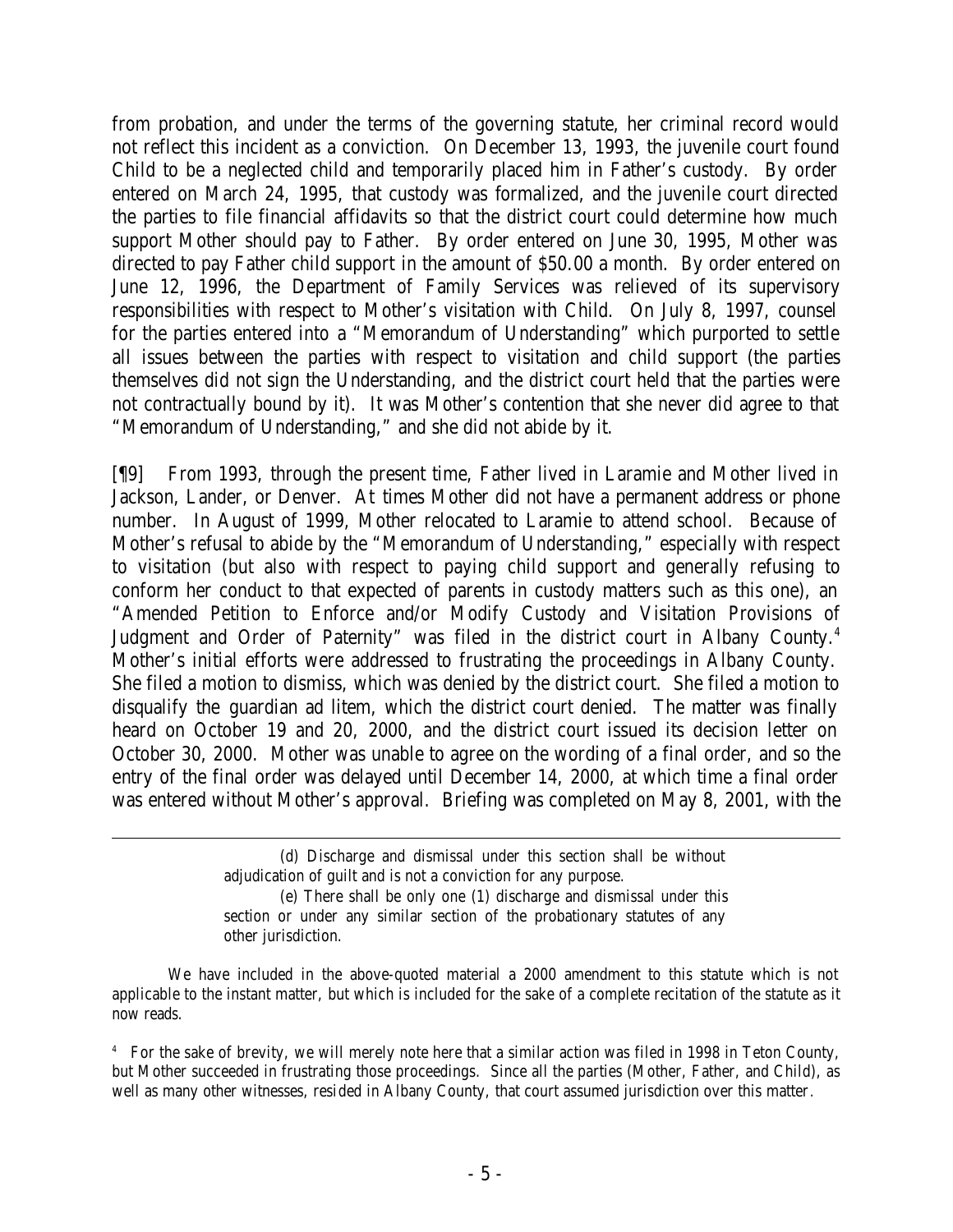from probation, and under the terms of the governing statute, her criminal record would not reflect this incident as a conviction. On December 13, 1993, the juvenile court found Child to be a neglected child and temporarily placed him in Father's custody. By order entered on March 24, 1995, that custody was formalized, and the juvenile court directed the parties to file financial affidavits so that the district court could determine how much support Mother should pay to Father. By order entered on June 30, 1995, Mother was directed to pay Father child support in the amount of $50.00 a month. By order entered on June 12, 1996, the Department of Family Services was relieved of its supervisory responsibilities with respect to Mother's visitation with Child. On July 8, 1997, counsel for the parties entered into a "Memorandum of Understanding" which purported to settle all issues between the parties with respect to visitation and child support (the parties themselves did not sign the Understanding, and the district court held that the parties were not contractually bound by it). It was Mother's contention that she never did agree to that "Memorandum of Understanding," and she did not abide by it.

[¶9] From 1993, through the present time, Father lived in Laramie and Mother lived in Jackson, Lander, or Denver. At times Mother did not have a permanent address or phone number. In August of 1999, Mother relocated to Laramie to attend school. Because of Mother's refusal to abide by the "Memorandum of Understanding," especially with respect to visitation (but also with respect to paying child support and generally refusing to conform her conduct to that expected of parents in custody matters such as this one), an "Amended Petition to Enforce and/or Modify Custody and Visitation Provisions of Judgment and Order of Paternity" was filed in the district court in Albany County.[4] Mother's initial efforts were addressed to frustrating the proceedings in Albany County. She filed a motion to dismiss, which was denied by the district court. She filed a motion to disqualify the guardian ad litem, which the district court denied. The matter was finally heard on October 19 and 20, 2000, and the district court issued its decision letter on October 30, 2000. Mother was unable to agree on the wording of a final order, and so the entry of the final order was delayed until December 14, 2000, at which time a final order was entered without Mother's approval. Briefing was completed on May 8, 2001, with the

> (d) Discharge and dismissal under this section shall be without adjudication of guilt and is not a conviction for any purpose.
>
> (e) There shall be only one (1) discharge and dismissal under this section or under any similar section of the probationary statutes of any other jurisdiction.

We have included in the above-quoted material a 2000 amendment to this statute which is not applicable to the instant matter, but which is included for the sake of a complete recitation of the statute as it now reads.

[4] For the sake of brevity, we will merely note here that a similar action was filed in 1998 in Teton County, but Mother succeeded in frustrating those proceedings. Since all the parties (Mother, Father, and Child), as well as many other witnesses, resided in Albany County, that court assumed jurisdiction over this matter.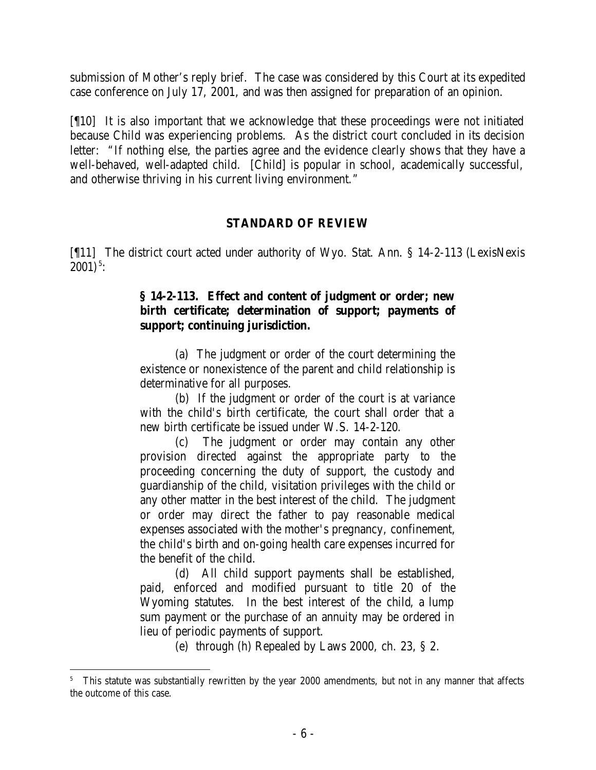submission of Mother's reply brief. The case was considered by this Court at its expedited case conference on July 17, 2001, and was then assigned for preparation of an opinion.

[¶10] It is also important that we acknowledge that these proceedings were not initiated because Child was experiencing problems. As the district court concluded in its decision letter: "If nothing else, the parties agree and the evidence clearly shows that they have a well-behaved, well-adapted child. [Child] is popular in school, academically successful, and otherwise thriving in his current living environment."

## STANDARD OF REVIEW

[¶11] The district court acted under authority of Wyo. Stat. Ann. § 14-2-113 (LexisNexis 2001)[5]:

> **§ 14-2-113. Effect and content of judgment or order; new birth certificate; determination of support; payments of support; continuing jurisdiction.**
>
> (a) The judgment or order of the court determining the existence or nonexistence of the parent and child relationship is determinative for all purposes.
>
> (b) If the judgment or order of the court is at variance with the child's birth certificate, the court shall order that a new birth certificate be issued under W.S. 14-2-120.
>
> (c) The judgment or order may contain any other provision directed against the appropriate party to the proceeding concerning the duty of support, the custody and guardianship of the child, visitation privileges with the child or any other matter in the best interest of the child. The judgment or order may direct the father to pay reasonable medical expenses associated with the mother's pregnancy, confinement, the child's birth and on-going health care expenses incurred for the benefit of the child.
>
> (d) All child support payments shall be established, paid, enforced and modified pursuant to title 20 of the Wyoming statutes. In the best interest of the child, a lump sum payment or the purchase of an annuity may be ordered in lieu of periodic payments of support.
>
> (e) through (h) Repealed by Laws 2000, ch. 23, § 2.

---

[5] This statute was substantially rewritten by the year 2000 amendments, but not in any manner that affects the outcome of this case.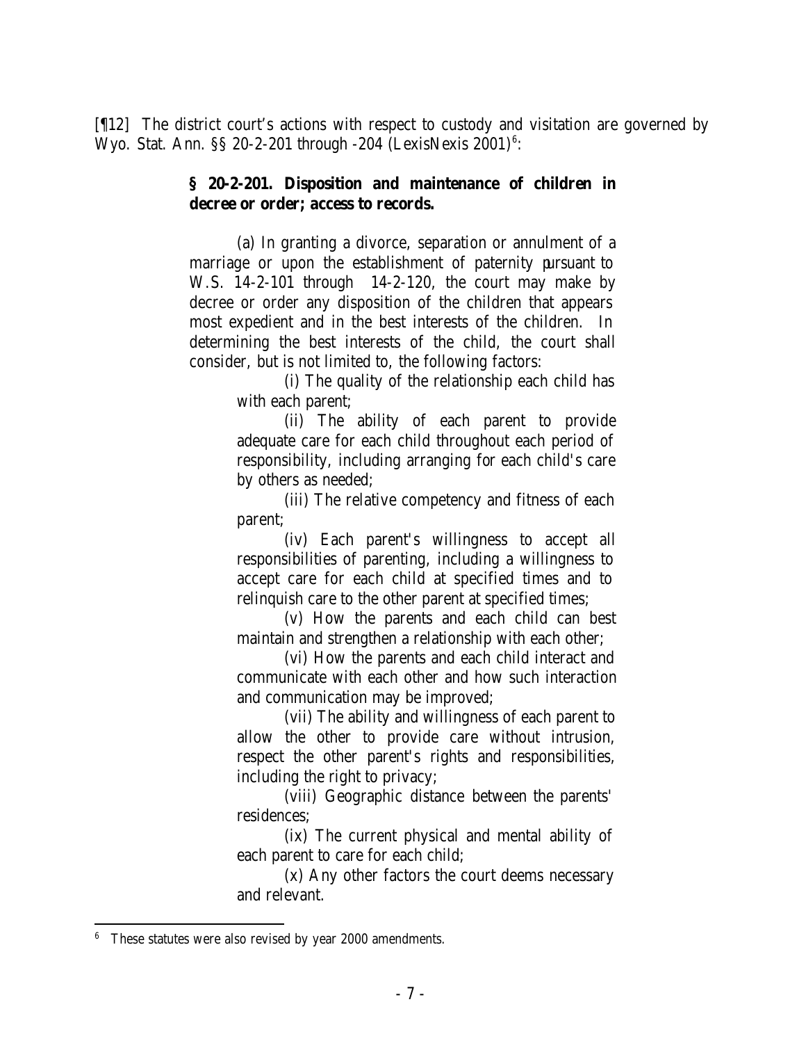[¶12] The district court's actions with respect to custody and visitation are governed by Wyo. Stat. Ann. §§ 20-2-201 through -204 (LexisNexis 2001)[6]:

> **§ 20-2-201. Disposition and maintenance of children in decree or order; access to records.**
>
> (a) In granting a divorce, separation or annulment of a marriage or upon the establishment of paternity pursuant to W.S. 14-2-101 through 14-2-120, the court may make by decree or order any disposition of the children that appears most expedient and in the best interests of the children. In determining the best interests of the child, the court shall consider, but is not limited to, the following factors:
>
> (i) The quality of the relationship each child has with each parent;
>
> (ii) The ability of each parent to provide adequate care for each child throughout each period of responsibility, including arranging for each child's care by others as needed;
>
> (iii) The relative competency and fitness of each parent;
>
> (iv) Each parent's willingness to accept all responsibilities of parenting, including a willingness to accept care for each child at specified times and to relinquish care to the other parent at specified times;
>
> (v) How the parents and each child can best maintain and strengthen a relationship with each other;
>
> (vi) How the parents and each child interact and communicate with each other and how such interaction and communication may be improved;
>
> (vii) The ability and willingness of each parent to allow the other to provide care without intrusion, respect the other parent's rights and responsibilities, including the right to privacy;
>
> (viii) Geographic distance between the parents' residences;
>
> (ix) The current physical and mental ability of each parent to care for each child;
>
> (x) Any other factors the court deems necessary and relevant.

[6] These statutes were also revised by year 2000 amendments.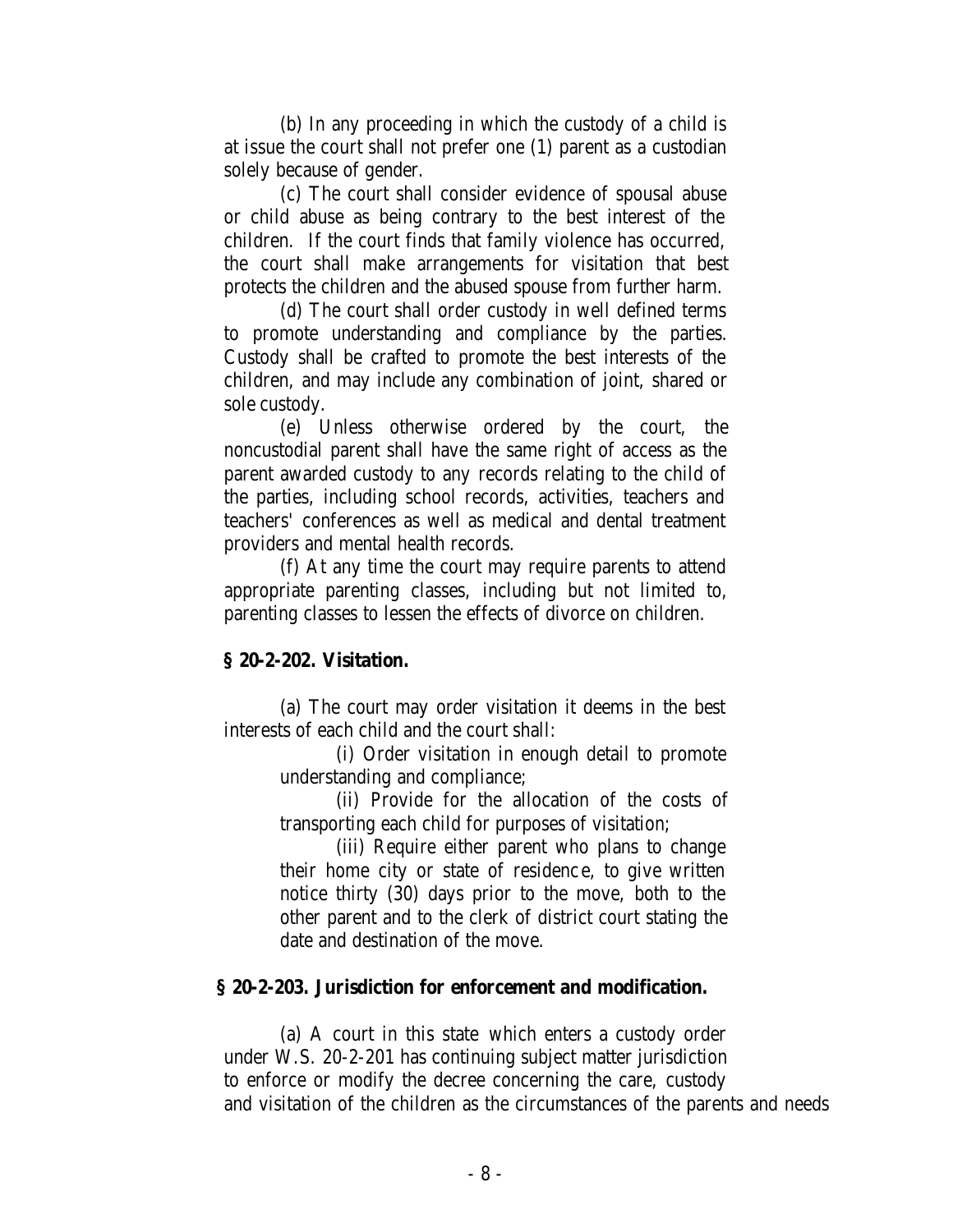(b) In any proceeding in which the custody of a child is at issue the court shall not prefer one (1) parent as a custodian solely because of gender.

(c) The court shall consider evidence of spousal abuse or child abuse as being contrary to the best interest of the children. If the court finds that family violence has occurred, the court shall make arrangements for visitation that best protects the children and the abused spouse from further harm.

(d) The court shall order custody in well defined terms to promote understanding and compliance by the parties. Custody shall be crafted to promote the best interests of the children, and may include any combination of joint, shared or sole custody.

(e) Unless otherwise ordered by the court, the noncustodial parent shall have the same right of access as the parent awarded custody to any records relating to the child of the parties, including school records, activities, teachers and teachers' conferences as well as medical and dental treatment providers and mental health records.

(f) At any time the court may require parents to attend appropriate parenting classes, including but not limited to, parenting classes to lessen the effects of divorce on children.

**§ 20-2-202. Visitation.**

(a) The court may order visitation it deems in the best interests of each child and the court shall:

(i) Order visitation in enough detail to promote understanding and compliance;

(ii) Provide for the allocation of the costs of transporting each child for purposes of visitation;

(iii) Require either parent who plans to change their home city or state of residence, to give written notice thirty (30) days prior to the move, both to the other parent and to the clerk of district court stating the date and destination of the move.

**§ 20-2-203. Jurisdiction for enforcement and modification.**

(a) A court in this state which enters a custody order under W.S. 20-2-201 has continuing subject matter jurisdiction to enforce or modify the decree concerning the care, custody and visitation of the children as the circumstances of the parents and needs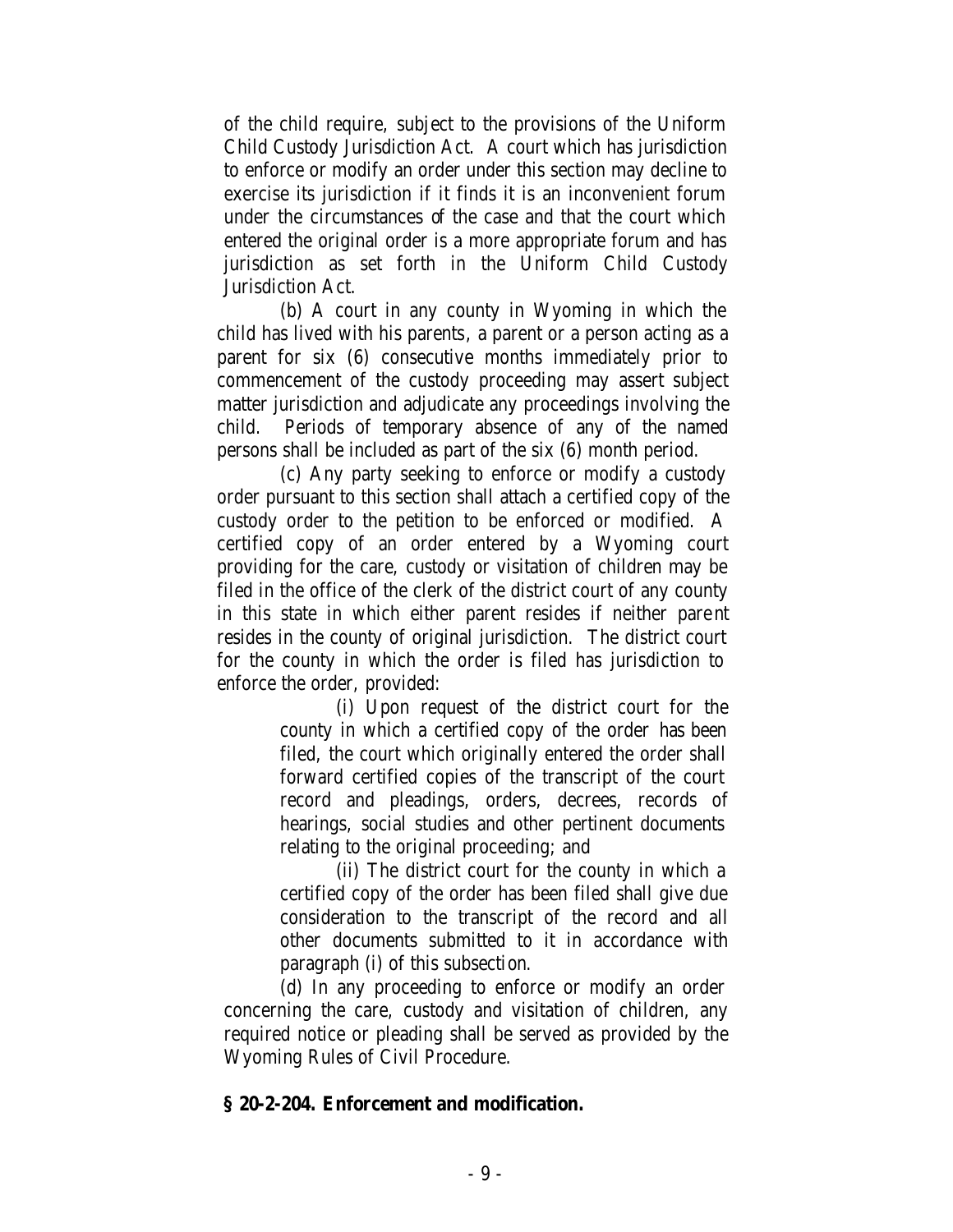of the child require, subject to the provisions of the Uniform Child Custody Jurisdiction Act. A court which has jurisdiction to enforce or modify an order under this section may decline to exercise its jurisdiction if it finds it is an inconvenient forum under the circumstances of the case and that the court which entered the original order is a more appropriate forum and has jurisdiction as set forth in the Uniform Child Custody Jurisdiction Act.

(b) A court in any county in Wyoming in which the child has lived with his parents, a parent or a person acting as a parent for six (6) consecutive months immediately prior to commencement of the custody proceeding may assert subject matter jurisdiction and adjudicate any proceedings involving the child. Periods of temporary absence of any of the named persons shall be included as part of the six (6) month period.

(c) Any party seeking to enforce or modify a custody order pursuant to this section shall attach a certified copy of the custody order to the petition to be enforced or modified. A certified copy of an order entered by a Wyoming court providing for the care, custody or visitation of children may be filed in the office of the clerk of the district court of any county in this state in which either parent resides if neither parent resides in the county of original jurisdiction. The district court for the county in which the order is filed has jurisdiction to enforce the order, provided:

> (i) Upon request of the district court for the county in which a certified copy of the order has been filed, the court which originally entered the order shall forward certified copies of the transcript of the court record and pleadings, orders, decrees, records of hearings, social studies and other pertinent documents relating to the original proceeding; and
>
> (ii) The district court for the county in which a certified copy of the order has been filed shall give due consideration to the transcript of the record and all other documents submitted to it in accordance with paragraph (i) of this subsection.

(d) In any proceeding to enforce or modify an order concerning the care, custody and visitation of children, any required notice or pleading shall be served as provided by the Wyoming Rules of Civil Procedure.

**§ 20-2-204. Enforcement and modification.**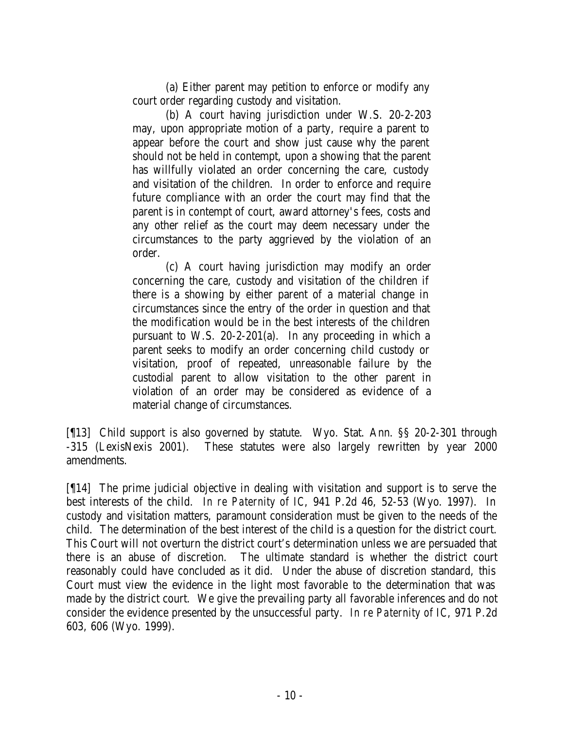> (a) Either parent may petition to enforce or modify any court order regarding custody and visitation.
>
> (b) A court having jurisdiction under W.S. 20-2-203 may, upon appropriate motion of a party, require a parent to appear before the court and show just cause why the parent should not be held in contempt, upon a showing that the parent has willfully violated an order concerning the care, custody and visitation of the children. In order to enforce and require future compliance with an order the court may find that the parent is in contempt of court, award attorney's fees, costs and any other relief as the court may deem necessary under the circumstances to the party aggrieved by the violation of an order.
>
> (c) A court having jurisdiction may modify an order concerning the care, custody and visitation of the children if there is a showing by either parent of a material change in circumstances since the entry of the order in question and that the modification would be in the best interests of the children pursuant to W.S. 20-2-201(a). In any proceeding in which a parent seeks to modify an order concerning child custody or visitation, proof of repeated, unreasonable failure by the custodial parent to allow visitation to the other parent in violation of an order may be considered as evidence of a material change of circumstances.

[¶13] Child support is also governed by statute. Wyo. Stat. Ann. §§ 20-2-301 through -315 (LexisNexis 2001). These statutes were also largely rewritten by year 2000 amendments.

[¶14] The prime judicial objective in dealing with visitation and support is to serve the best interests of the child. *In re Paternity of IC*, 941 P.2d 46, 52-53 (Wyo. 1997). In custody and visitation matters, paramount consideration must be given to the needs of the child. The determination of the best interest of the child is a question for the district court. This Court will not overturn the district court's determination unless we are persuaded that there is an abuse of discretion. The ultimate standard is whether the district court reasonably could have concluded as it did. Under the abuse of discretion standard, this Court must view the evidence in the light most favorable to the determination that was made by the district court. We give the prevailing party all favorable inferences and do not consider the evidence presented by the unsuccessful party. *In re Paternity of IC*, 971 P.2d 603, 606 (Wyo. 1999).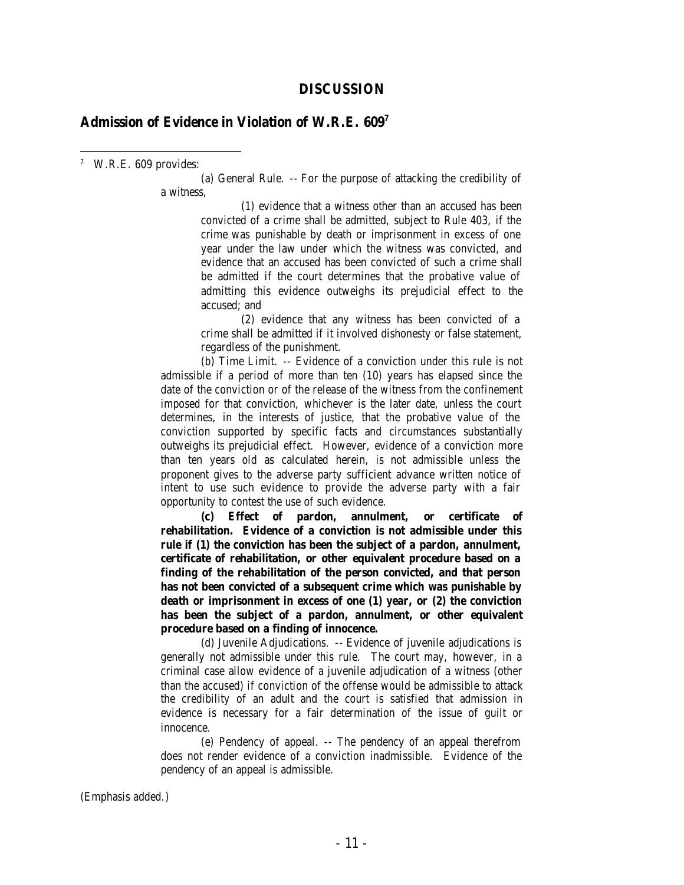## DISCUSSION

### Admission of Evidence in Violation of W.R.E. 609[7]

---

[7] W.R.E. 609 provides:

> (a) General Rule. -- For the purpose of attacking the credibility of a witness,
>
> (1) evidence that a witness other than an accused has been convicted of a crime shall be admitted, subject to Rule 403, if the crime was punishable by death or imprisonment in excess of one year under the law under which the witness was convicted, and evidence that an accused has been convicted of such a crime shall be admitted if the court determines that the probative value of admitting this evidence outweighs its prejudicial effect to the accused; and
>
> (2) evidence that any witness has been convicted of a crime shall be admitted if it involved dishonesty or false statement, regardless of the punishment.
>
> (b) Time Limit. -- Evidence of a conviction under this rule is not admissible if a period of more than ten (10) years has elapsed since the date of the conviction or of the release of the witness from the confinement imposed for that conviction, whichever is the later date, unless the court determines, in the interests of justice, that the probative value of the conviction supported by specific facts and circumstances substantially outweighs its prejudicial effect. However, evidence of a conviction more than ten years old as calculated herein, is not admissible unless the proponent gives to the adverse party sufficient advance written notice of intent to use such evidence to provide the adverse party with a fair opportunity to contest the use of such evidence.
>
> **(c) Effect of pardon, annulment, or certificate of rehabilitation. Evidence of a conviction is not admissible under this rule if (1) the conviction has been the subject of a pardon, annulment, certificate of rehabilitation, or other equivalent procedure based on a finding of the rehabilitation of the person convicted, and that person has not been convicted of a subsequent crime which was punishable by death or imprisonment in excess of one (1) year, or (2) the conviction has been the subject of a pardon, annulment, or other equivalent procedure based on a finding of innocence.**
>
> (d) Juvenile Adjudications. -- Evidence of juvenile adjudications is generally not admissible under this rule. The court may, however, in a criminal case allow evidence of a juvenile adjudication of a witness (other than the accused) if conviction of the offense would be admissible to attack the credibility of an adult and the court is satisfied that admission in evidence is necessary for a fair determination of the issue of guilt or innocence.
>
> (e) Pendency of appeal. -- The pendency of an appeal therefrom does not render evidence of a conviction inadmissible. Evidence of the pendency of an appeal is admissible.

(Emphasis added.)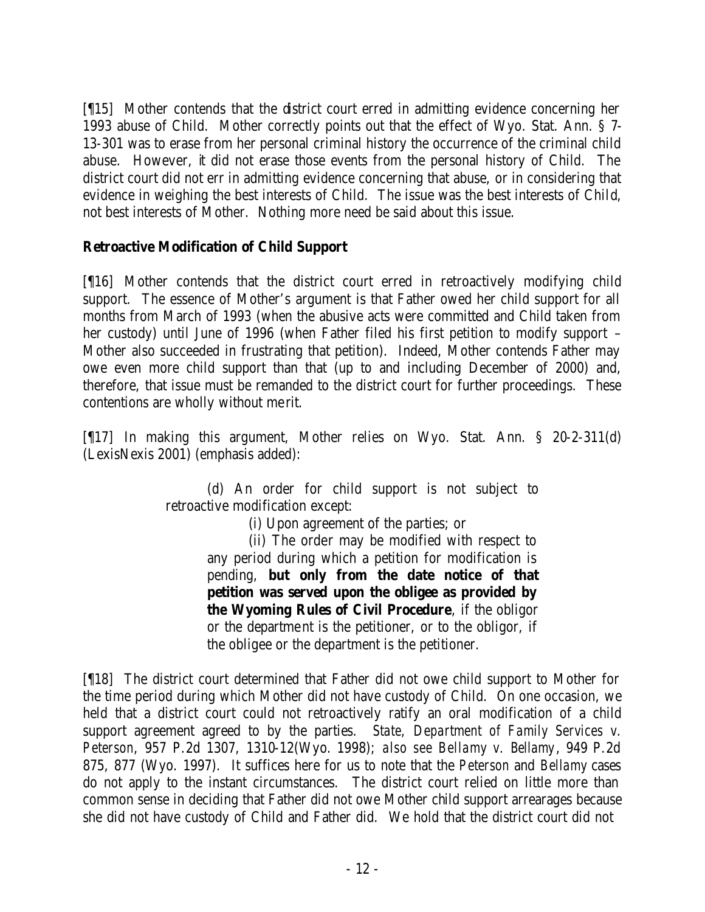[¶15] Mother contends that the district court erred in admitting evidence concerning her 1993 abuse of Child. Mother correctly points out that the effect of Wyo. Stat. Ann. § 7-13-301 was to erase from her personal criminal history the occurrence of the criminal child abuse. However, it did not erase those events from the personal history of Child. The district court did not err in admitting evidence concerning that abuse, or in considering that evidence in weighing the best interests of Child. The issue was the best interests of Child, not best interests of Mother. Nothing more need be said about this issue.

**Retroactive Modification of Child Support**

[¶16] Mother contends that the district court erred in retroactively modifying child support. The essence of Mother's argument is that Father owed her child support for all months from March of 1993 (when the abusive acts were committed and Child taken from her custody) until June of 1996 (when Father filed his first petition to modify support – Mother also succeeded in frustrating that petition). Indeed, Mother contends Father may owe even more child support than that (up to and including December of 2000) and, therefore, that issue must be remanded to the district court for further proceedings. These contentions are wholly without merit.

[¶17] In making this argument, Mother relies on Wyo. Stat. Ann. § 20-2-311(d) (LexisNexis 2001) (emphasis added):

> (d) An order for child support is not subject to retroactive modification except:
>
> (i) Upon agreement of the parties; or
>
> (ii) The order may be modified with respect to any period during which a petition for modification is pending, **but only from the date notice of that petition was served upon the obligee as provided by the Wyoming Rules of Civil Procedure**, if the obligor or the department is the petitioner, or to the obligor, if the obligee or the department is the petitioner.

[¶18] The district court determined that Father did not owe child support to Mother for the time period during which Mother did not have custody of Child. On one occasion, we held that a district court could not retroactively ratify an oral modification of a child support agreement agreed to by the parties. *State, Department of Family Services v. Peterson*, 957 P.2d 1307, 1310-12(Wyo. 1998); *also see Bellamy v. Bellamy*, 949 P.2d 875, 877 (Wyo. 1997). It suffices here for us to note that the *Peterson* and *Bellamy* cases do not apply to the instant circumstances. The district court relied on little more than common sense in deciding that Father did not owe Mother child support arrearages because she did not have custody of Child and Father did. We hold that the district court did not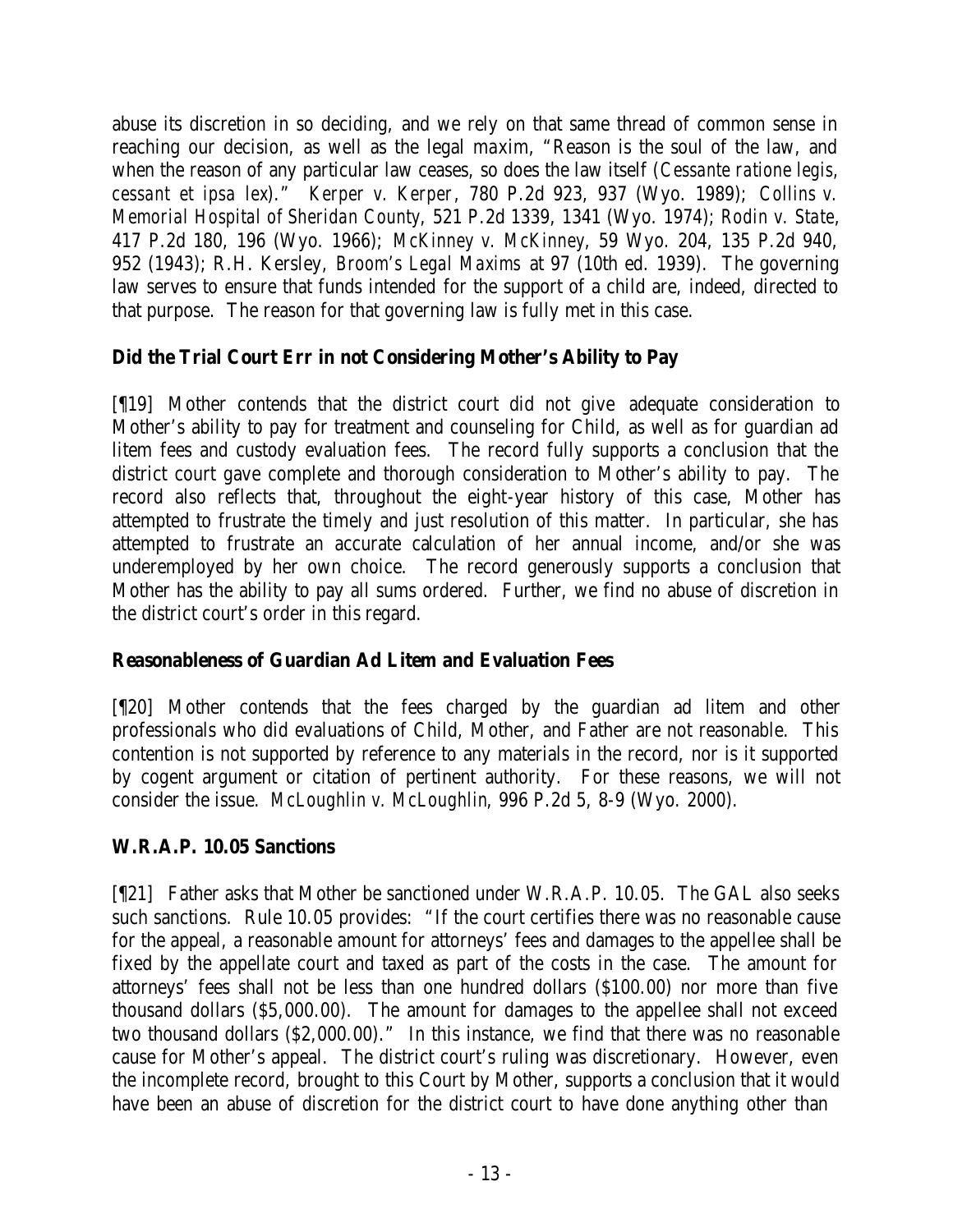abuse its discretion in so deciding, and we rely on that same thread of common sense in reaching our decision, as well as the legal maxim, "Reason is the soul of the law, and when the reason of any particular law ceases, so does the law itself (*Cessante ratione legis, cessant et ipsa lex*)." *Kerper v. Kerper*, 780 P.2d 923, 937 (Wyo. 1989); *Collins v. Memorial Hospital of Sheridan County*, 521 P.2d 1339, 1341 (Wyo. 1974); *Rodin v. State*, 417 P.2d 180, 196 (Wyo. 1966); *McKinney v. McKinney*, 59 Wyo. 204, 135 P.2d 940, 952 (1943); R.H. Kersley, *Broom's Legal Maxims* at 97 (10th ed. 1939). The governing law serves to ensure that funds intended for the support of a child are, indeed, directed to that purpose. The reason for that governing law is fully met in this case.

**Did the Trial Court Err in not Considering Mother's Ability to Pay**

[¶19] Mother contends that the district court did not give adequate consideration to Mother's ability to pay for treatment and counseling for Child, as well as for guardian ad litem fees and custody evaluation fees. The record fully supports a conclusion that the district court gave complete and thorough consideration to Mother's ability to pay. The record also reflects that, throughout the eight-year history of this case, Mother has attempted to frustrate the timely and just resolution of this matter. In particular, she has attempted to frustrate an accurate calculation of her annual income, and/or she was underemployed by her own choice. The record generously supports a conclusion that Mother has the ability to pay all sums ordered. Further, we find no abuse of discretion in the district court's order in this regard.

**Reasonableness of Guardian Ad Litem and Evaluation Fees**

[¶20] Mother contends that the fees charged by the guardian ad litem and other professionals who did evaluations of Child, Mother, and Father are not reasonable. This contention is not supported by reference to any materials in the record, nor is it supported by cogent argument or citation of pertinent authority. For these reasons, we will not consider the issue. *McLoughlin v. McLoughlin*, 996 P.2d 5, 8-9 (Wyo. 2000).

**W.R.A.P. 10.05 Sanctions**

[¶21] Father asks that Mother be sanctioned under W.R.A.P. 10.05. The GAL also seeks such sanctions. Rule 10.05 provides: "If the court certifies there was no reasonable cause for the appeal, a reasonable amount for attorneys' fees and damages to the appellee shall be fixed by the appellate court and taxed as part of the costs in the case. The amount for attorneys' fees shall not be less than one hundred dollars ($100.00) nor more than five thousand dollars ($5,000.00). The amount for damages to the appellee shall not exceed two thousand dollars ($2,000.00)." In this instance, we find that there was no reasonable cause for Mother's appeal. The district court's ruling was discretionary. However, even the incomplete record, brought to this Court by Mother, supports a conclusion that it would have been an abuse of discretion for the district court to have done anything other than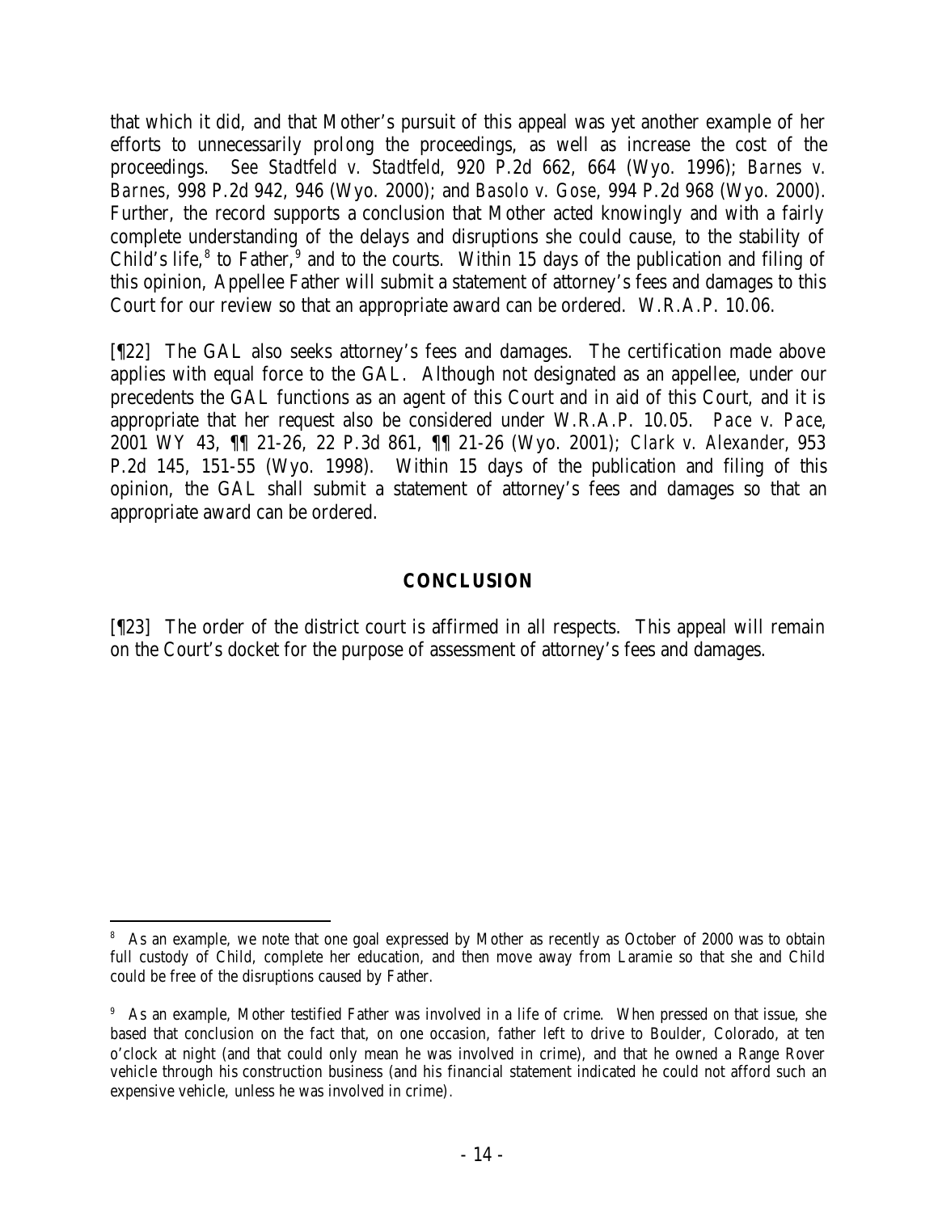that which it did, and that Mother's pursuit of this appeal was yet another example of her efforts to unnecessarily prolong the proceedings, as well as increase the cost of the proceedings. *See Stadtfeld v. Stadtfeld*, 920 P.2d 662, 664 (Wyo. 1996); *Barnes v. Barnes*, 998 P.2d 942, 946 (Wyo. 2000); and *Basolo v. Gose*, 994 P.2d 968 (Wyo. 2000). Further, the record supports a conclusion that Mother acted knowingly and with a fairly complete understanding of the delays and disruptions she could cause, to the stability of Child's life,[8] to Father,[9] and to the courts. Within 15 days of the publication and filing of this opinion, Appellee Father will submit a statement of attorney's fees and damages to this Court for our review so that an appropriate award can be ordered. W.R.A.P. 10.06.

[¶22] The GAL also seeks attorney's fees and damages. The certification made above applies with equal force to the GAL. Although not designated as an appellee, under our precedents the GAL functions as an agent of this Court and in aid of this Court, and it is appropriate that her request also be considered under W.R.A.P. 10.05. *Pace v. Pace*, 2001 WY 43, ¶¶ 21-26, 22 P.3d 861, ¶¶ 21-26 (Wyo. 2001); *Clark v. Alexander*, 953 P.2d 145, 151-55 (Wyo. 1998). Within 15 days of the publication and filing of this opinion, the GAL shall submit a statement of attorney's fees and damages so that an appropriate award can be ordered.

## CONCLUSION

[¶23] The order of the district court is affirmed in all respects. This appeal will remain on the Court's docket for the purpose of assessment of attorney's fees and damages.

---

[8] As an example, we note that one goal expressed by Mother as recently as October of 2000 was to obtain full custody of Child, complete her education, and then move away from Laramie so that she and Child could be free of the disruptions caused by Father.

[9] As an example, Mother testified Father was involved in a life of crime. When pressed on that issue, she based that conclusion on the fact that, on one occasion, father left to drive to Boulder, Colorado, at ten o'clock at night (and that could only mean he was involved in crime), and that he owned a Range Rover vehicle through his construction business (and his financial statement indicated he could not afford such an expensive vehicle, unless he was involved in crime).